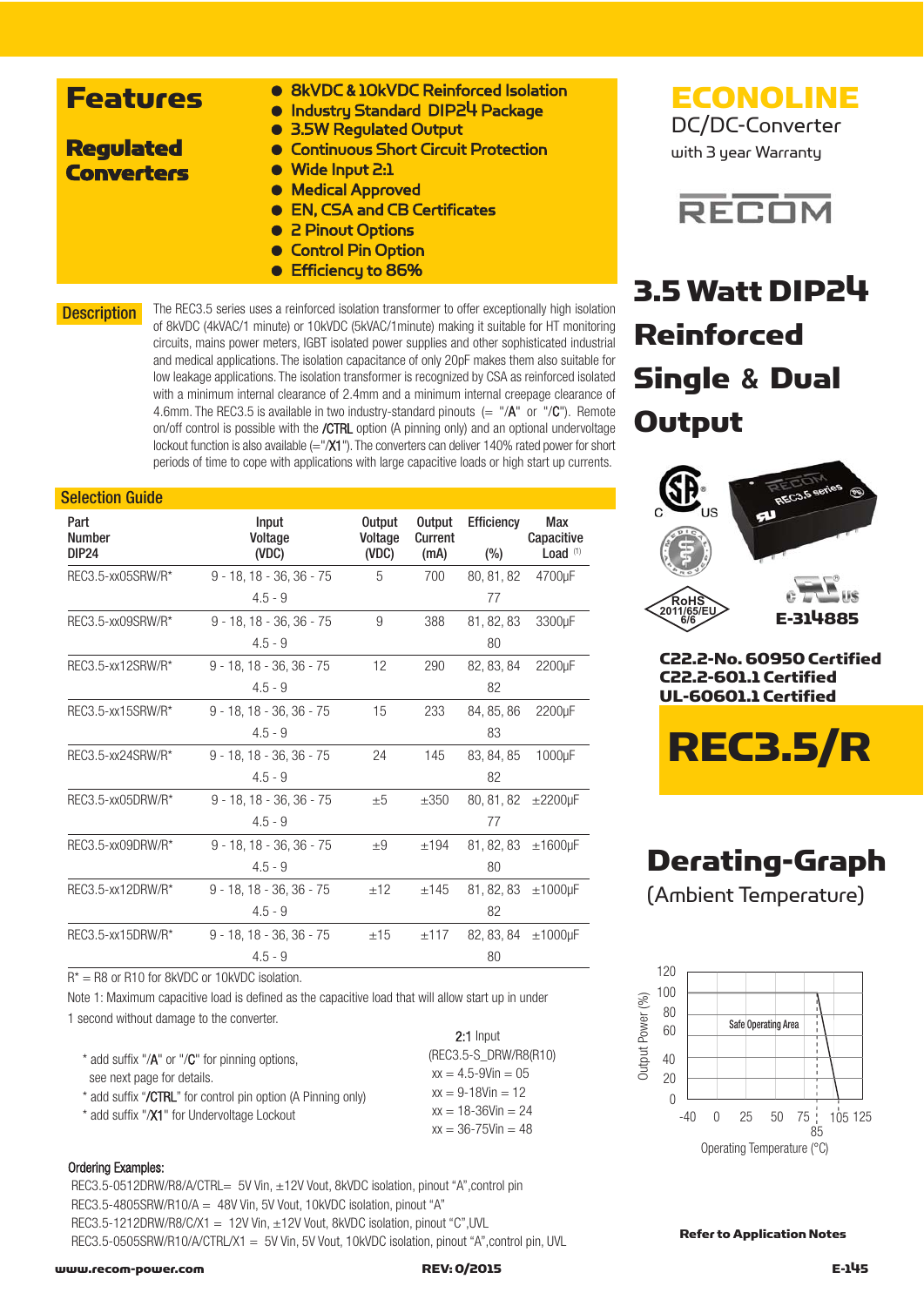# ECONOLINE

DC/DC-Converter

with 3 year Warranty

RECOM

## Features

### Regulated Converters

- 8kVDC & 10kVDC Reinforced Isolation
- Industry Standard DIP24 Package
- 3.5W Regulated Output
- Continuous Short Circuit Protection
- Wide Input 2:1
- Medical Approved
- EN, CSA and CB Certificates
- 2 Pinout Options
- Control Pin Option
- Efficiency to 86%

# 3.5 Watt DIP24 Reinforced Single & Dual Output

E-314885

**C22.2-No. 60950 Certified**
**C22.2-601.1 Certified**
**UL-60601.1 Certified**

# REC3.5/R

## Description

The REC3.5 series uses a reinforced isolation transformer to offer exceptionally high isolation of 8kVDC (4kVAC/1 minute) or 10kVDC (5kVAC/1minute) making it suitable for HT monitoring circuits, mains power meters, IGBT isolated power supplies and other sophisticated industrial and medical applications. The isolation capacitance of only 20pF makes them also suitable for low leakage applications. The isolation transformer is recognized by CSA as reinforced isolated with a minimum internal clearance of 2.4mm and a minimum internal creepage clearance of 4.6mm. The REC3.5 is available in two industry-standard pinouts (= "/A" or "/C"). Remote on/off control is possible with the /CTRL option (A pinning only) and an optional undervoltage lockout function is also available (="/X1"). The converters can deliver 140% rated power for short periods of time to cope with applications with large capacitive loads or high start up currents.

## Selection Guide

| Part Number DIP24 | Input Voltage (VDC) | Output Voltage (VDC) | Output Current (mA) | Efficiency (%) | Max Capacitive Load (1) |
|---|---|---|---|---|---|
| REC3.5-xx05SRW/R* | 9 - 18, 18 - 36, 36 - 75 | 5 | 700 | 80, 81, 82 | 4700µF |
| | 4.5 - 9 | | | 77 | |
| REC3.5-xx09SRW/R* | 9 - 18, 18 - 36, 36 - 75 | 9 | 388 | 81, 82, 83 | 3300µF |
| | 4.5 - 9 | | | 80 | |
| REC3.5-xx12SRW/R* | 9 - 18, 18 - 36, 36 - 75 | 12 | 290 | 82, 83, 84 | 2200µF |
| | 4.5 - 9 | | | 82 | |
| REC3.5-xx15SRW/R* | 9 - 18, 18 - 36, 36 - 75 | 15 | 233 | 84, 85, 86 | 2200µF |
| | 4.5 - 9 | | | 83 | |
| REC3.5-xx24SRW/R* | 9 - 18, 18 - 36, 36 - 75 | 24 | 145 | 83, 84, 85 | 1000µF |
| | 4.5 - 9 | | | 82 | |
| REC3.5-xx05DRW/R* | 9 - 18, 18 - 36, 36 - 75 | ±5 | ±350 | 80, 81, 82 | ±2200µF |
| | 4.5 - 9 | | | 77 | |
| REC3.5-xx09DRW/R* | 9 - 18, 18 - 36, 36 - 75 | ±9 | ±194 | 81, 82, 83 | ±1600µF |
| | 4.5 - 9 | | | 80 | |
| REC3.5-xx12DRW/R* | 9 - 18, 18 - 36, 36 - 75 | ±12 | ±145 | 81, 82, 83 | ±1000µF |
| | 4.5 - 9 | | | 82 | |
| REC3.5-xx15DRW/R* | 9 - 18, 18 - 36, 36 - 75 | ±15 | ±117 | 82, 83, 84 | ±1000µF |
| | 4.5 - 9 | | | 80 | |

R* = R8 or R10 for 8kVDC or 10kVDC isolation.

Note 1: Maximum capacitive load is defined as the capacitive load that will allow start up in under 1 second without damage to the converter.

\* add suffix "/A" or "/C" for pinning options, see next page for details.
\* add suffix "/CTRL" for control pin option (A Pinning only)
\* add suffix "/X1" for Undervoltage Lockout

2:1 Input
(REC3.5-S_DRW/R8(R10)
xx = 4.5-9Vin = 05
xx = 9-18Vin = 12
xx = 18-36Vin = 24
xx = 36-75Vin = 48

**Ordering Examples:**

REC3.5-0512DRW/R8/A/CTRL= 5V Vin, ±12V Vout, 8kVDC isolation, pinout "A",control pin
REC3.5-4805SRW/R10/A = 48V Vin, 5V Vout, 10kVDC isolation, pinout "A"
REC3.5-1212DRW/R8/C/X1 = 12V Vin, ±12V Vout, 8kVDC isolation, pinout "C",UVL
REC3.5-0505SRW/R10/A/CTRL/X1 = 5V Vin, 5V Vout, 10kVDC isolation, pinout "A",control pin, UVL

## Derating-Graph

(Ambient Temperature)

Safe Operating Area

Output Power (%) — 0, 20, 40, 60, 80, 100, 120

Operating Temperature (°C) — -40, 0, 25, 50, 75, 85, 105, 125

**Refer to Application Notes**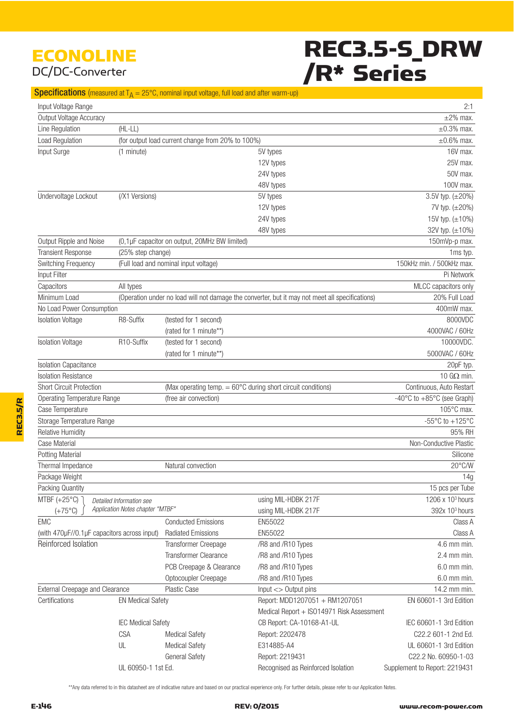# ECONOLINE
DC/DC-Converter

# REC3.5-S_DRW /R* Series

## Specifications (measured at $T_A$ = 25°C, nominal input voltage, full load and after warm-up)

| | | | | |
|---|---|---|---|---|
| Input Voltage Range | | | | 2:1 |
| Output Voltage Accuracy | | | | ±2% max. |
| Line Regulation | (HL-LL) | | | ±0.3% max. |
| Load Regulation | (for output load current change from 20% to 100%) | | | ±0.6% max. |
| Input Surge | (1 minute) | | 5V types | 16V max. |
| | | | 12V types | 25V max. |
| | | | 24V types | 50V max. |
| | | | 48V types | 100V max. |
| Undervoltage Lockout | (/X1 Versions) | | 5V types | 3.5V typ. (±20%) |
| | | | 12V types | 7V typ. (±20%) |
| | | | 24V types | 15V typ. (±10%) |
| | | | 48V types | 32V typ. (±10%) |
| Output Ripple and Noise | (0,1µF capacitor on output, 20MHz BW limited) | | | 150mVp-p max. |
| Transient Response | (25% step change) | | | 1ms typ. |
| Switching Frequency | (Full load and nominal input voltage) | | | 150kHz min. / 500kHz max. |
| Input Filter | | | | Pi Network |
| Capacitors | All types | | | MLCC capacitors only |
| Minimum Load | (Operation under no load will not damage the converter, but it may not meet all specifications) | | | 20% Full Load |
| No Load Power Consumption | | | | 400mW max. |
| Isolation Voltage | R8-Suffix | (tested for 1 second) | | 8000VDC |
| | | (rated for 1 minute**) | | 4000VAC / 60Hz |
| Isolation Voltage | R10-Suffix | (tested for 1 second) | | 10000VDC. |
| | | (rated for 1 minute**) | | 5000VAC / 60Hz |
| Isolation Capacitance | | | | 20pF typ. |
| Isolation Resistance | | | | 10 GΩ min. |
| Short Circuit Protection | | (Max operating temp. = 60°C during short circuit conditions) | | Continuous, Auto Restart |
| Operating Temperature Range | | (free air convection) | | -40°C to +85°C (see Graph) |
| Case Temperature | | | | 105°C max. |
| Storage Temperature Range | | | | -55°C to +125°C |
| Relative Humidity | | | | 95% RH |
| Case Material | | | | Non-Conductive Plastic |
| Potting Material | | | | Silicone |
| Thermal Impedance | | Natural convection | | 20°C/W |
| Package Weight | | | | 14g |
| Packing Quantity | | | | 15 pcs per Tube |
| MTBF (+25°C) | *Detailed Information see* | | using MIL-HDBK 217F | 1206 x $10^3$ hours |
| (+75°C) | *Application Notes chapter "MTBF"* | | using MIL-HDBK 217F | 392x $10^3$ hours |
| EMC | | Conducted Emissions | EN55022 | Class A |
| (with 470µF//0.1µF capacitors across input) | | Radiated Emissions | EN55022 | Class A |
| Reinforced Isolation | | Transformer Creepage | /R8 and /R10 Types | 4.6 mm min. |
| | | Transformer Clearance | /R8 and /R10 Types | 2.4 mm min. |
| | | PCB Creepage & Clearance | /R8 and /R10 Types | 6.0 mm min. |
| | | Optocoupler Creepage | /R8 and /R10 Types | 6.0 mm min. |
| External Creepage and Clearance | | Plastic Case | Input <> Output pins | 14.2 mm min. |
| Certifications | EN Medical Safety | | Report: MDD1207051 + RM1207051 | EN 60601-1 3rd Edition |
| | | | Medical Report + ISO14971 Risk Assessment | |
| | IEC Medical Safety | | CB Report: CA-10168-A1-UL | IEC 60601-1 3rd Edition |
| | CSA | Medical Safety | Report: 2202478 | C22.2 601-1 2nd Ed. |
| | UL | Medical Safety | E314885-A4 | UL 60601-1 3rd Edition |
| | | General Safety | Report: 2219431 | C22.2 No. 60950-1-03 |
| | UL 60950-1 1st Ed. | | Recognised as Reinforced Isolation | Supplement to Report: 2219431 |

**Any data referred to in this datasheet are of indicative nature and based on our practical experience only. For further details, please refer to our Application Notes.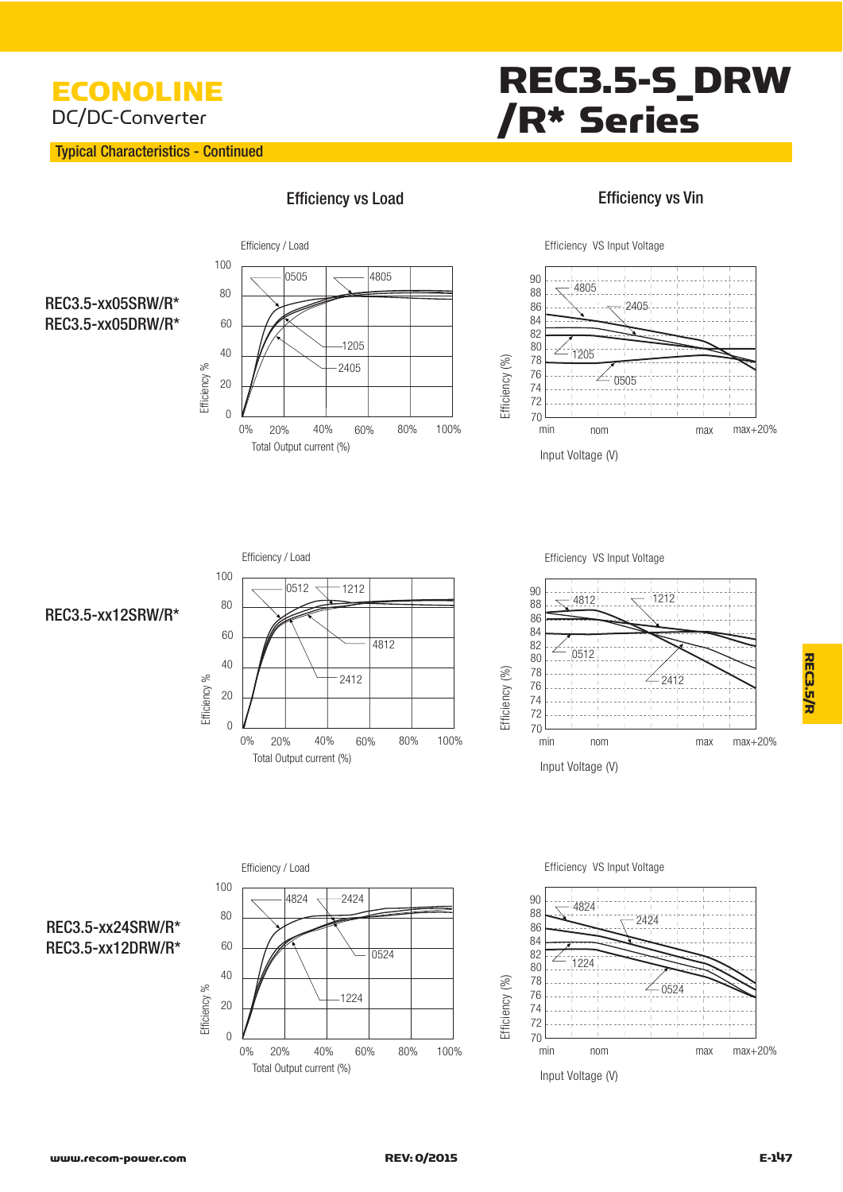# ECONOLINE

DC/DC-Converter

# REC3.5-S_DRW /R* Series

## Typical Characteristics - Continued

### Efficiency vs Load

### Efficiency vs Vin

**REC3.5-xx05SRW/R***
**REC3.5-xx05DRW/R***

Efficiency / Load

Efficiency VS Input Voltage

**REC3.5-xx12SRW/R***

Efficiency / Load

Efficiency VS Input Voltage

**REC3.5-xx24SRW/R***
**REC3.5-xx12DRW/R***

Efficiency / Load

Efficiency VS Input Voltage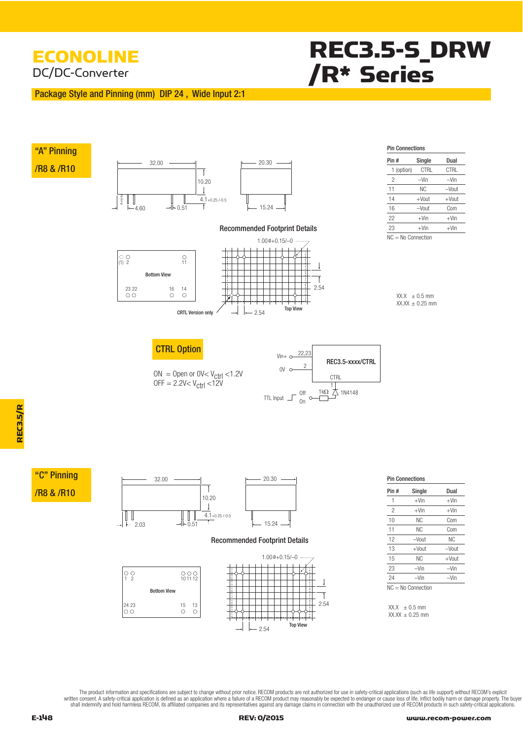# ECONOLINE

DC/DC-Converter

# REC3.5-S_DRW /R* Series

## Package Style and Pinning (mm) DIP 24 , Wide Input 2:1

### "A" Pinning /R8 & /R10

32.00
20.30
10.20
4.1 +0.25 /-0.5
4.60
0.51
15.24

Recommended Footprint Details

1.00 ø+0.15/–0

(1) 2
11
Bottom View
23 22
16
14

2.54
CRTL Version only
2.54
Top View

Pin Connections

| Pin # | Single | Dual |
|---|---|---|
| 1 (option) | CTRL | CTRL |
| 2 | –Vin | –Vin |
| 11 | NC | –Vout |
| 14 | +Vout | +Vout |
| 16 | –Vout | Com |
| 22 | +Vin | +Vin |
| 23 | +Vin | +Vin |

NC = No Connection

XX.X ± 0.5 mm
XX.XX ± 0.25 mm

### CTRL Option

ON = Open or 0V< $V_{ctrl}$ <1.2V
OFF = 2.2V< $V_{ctrl}$ <12V

Vin+
22,23
0V
2
REC3.5-xxxx/CTRL
CTRL
1
TTL Input
Off
On
1kΩ
1N4148

### "C" Pinning /R8 & /R10

32.00
20.30
10.20
4.1 +0.25 /-0.5
2.03
0.51
15.24

Recommended Footprint Details

1.00 ø+0.15/–0

1 2
10 11 12
Bottom View
24 23
15
13

2.54
2.54
Top View

Pin Connections

| Pin # | Single | Dual |
|---|---|---|
| 1 | +Vin | +Vin |
| 2 | +Vin | +Vin |
| 10 | NC | Com |
| 11 | NC | Com |
| 12 | –Vout | NC |
| 13 | +Vout | –Vout |
| 15 | NC | +Vout |
| 23 | –Vin | –Vin |
| 24 | –Vin | –Vin |

NC = No Connection

XX.X ± 0.5 mm
XX.XX ± 0.25 mm

The product information and specifications are subject to change without prior notice. RECOM products are not authorized for use in safety-critical applications (such as life support) without RECOM's explicit written consent. A safety-critical application is defined as an application where a failure of a RECOM product may reasonably be expected to endanger or cause loss of life, inflict bodily harm or damage property. The buyer shall indemnify and hold harmless RECOM, its affiliated companies and its representatives against any damage claims in connection with the unauthorized use of RECOM products in such safety-critical applications.